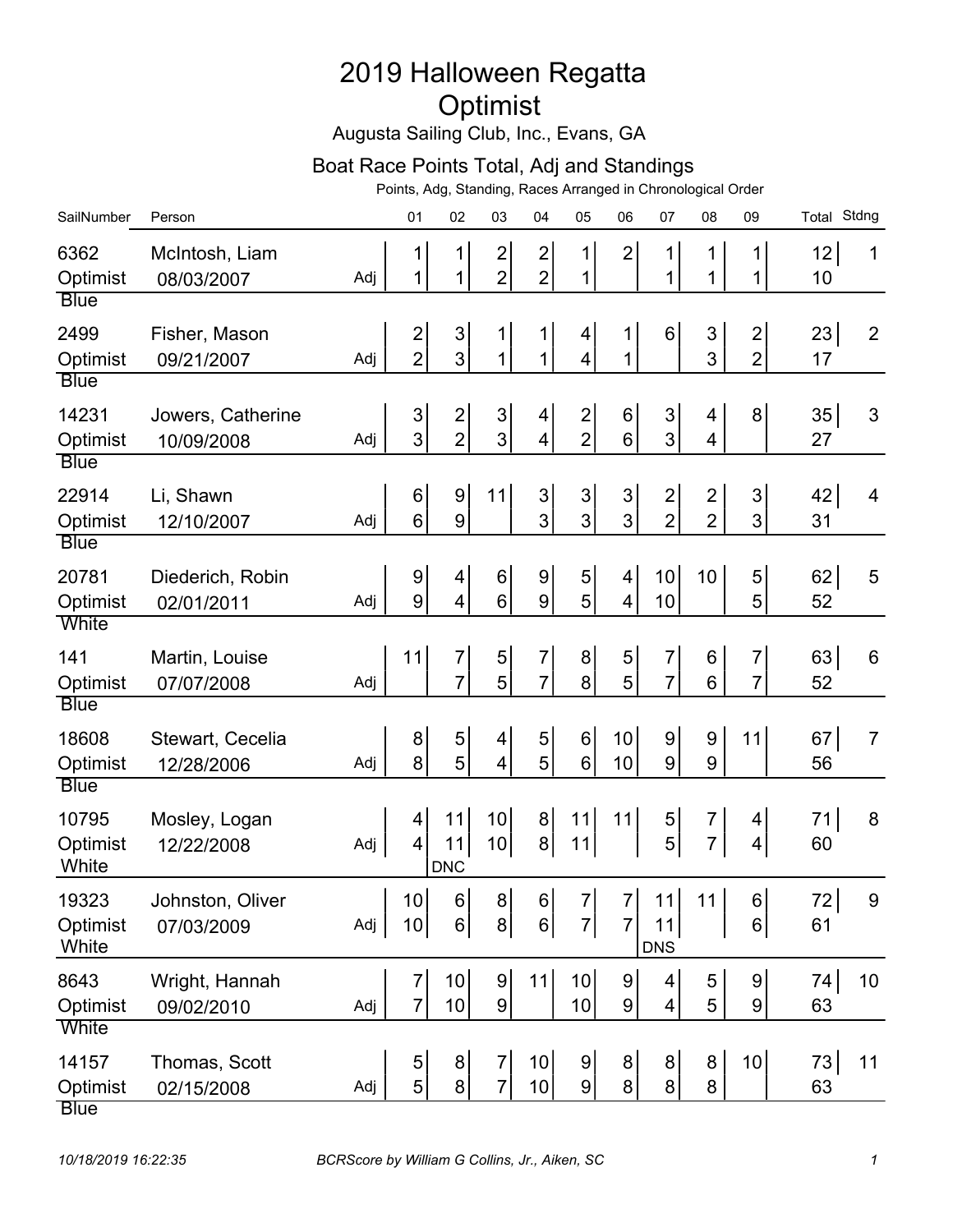# 2019 Halloween Regatta

## Optimist

Augusta Sailing Club, Inc., Evans, GA

### Boat Race Points Total, Adj and Standings

Points, Adg, Standing, Races Arranged in Chronological Order

| SailNumber | Person | | 01 | 02 | 03 | 04 | 05 | 06 | 07 | 08 | 09 | Total | Stdng |
|---|---|---|---|---|---|---|---|---|---|---|---|---|---|
| 6362 | McIntosh, Liam | | 1 | 1 | 2 | 2 | 1 | 2 | 1 | 1 | 1 | 12 | 1 |
| Optimist | 08/03/2007 | Adj | 1 | 1 | 2 | 2 | 1 | | 1 | 1 | 1 | 10 | |
| Blue | | | | | | | | | | | | | |
| 2499 | Fisher, Mason | | 2 | 3 | 1 | 1 | 4 | 1 | 6 | 3 | 2 | 23 | 2 |
| Optimist | 09/21/2007 | Adj | 2 | 3 | 1 | 1 | 4 | 1 | | 3 | 2 | 17 | |
| Blue | | | | | | | | | | | | | |
| 14231 | Jowers, Catherine | | 3 | 2 | 3 | 4 | 2 | 6 | 3 | 4 | 8 | 35 | 3 |
| Optimist | 10/09/2008 | Adj | 3 | 2 | 3 | 4 | 2 | 6 | 3 | 4 | | 27 | |
| Blue | | | | | | | | | | | | | |
| 22914 | Li, Shawn | | 6 | 9 | 11 | 3 | 3 | 3 | 2 | 2 | 3 | 42 | 4 |
| Optimist | 12/10/2007 | Adj | 6 | 9 | | 3 | 3 | 3 | 2 | 2 | 3 | 31 | |
| Blue | | | | | | | | | | | | | |
| 20781 | Diederich, Robin | | 9 | 4 | 6 | 9 | 5 | 4 | 10 | 10 | 5 | 62 | 5 |
| Optimist | 02/01/2011 | Adj | 9 | 4 | 6 | 9 | 5 | 4 | 10 | | 5 | 52 | |
| White | | | | | | | | | | | | | |
| 141 | Martin, Louise | | 11 | 7 | 5 | 7 | 8 | 5 | 7 | 6 | 7 | 63 | 6 |
| Optimist | 07/07/2008 | Adj | | 7 | 5 | 7 | 8 | 5 | 7 | 6 | 7 | 52 | |
| Blue | | | | | | | | | | | | | |
| 18608 | Stewart, Cecelia | | 8 | 5 | 4 | 5 | 6 | 10 | 9 | 9 | 11 | 67 | 7 |
| Optimist | 12/28/2006 | Adj | 8 | 5 | 4 | 5 | 6 | 10 | 9 | 9 | | 56 | |
| Blue | | | | | | | | | | | | | |
| 10795 | Mosley, Logan | | 4 | 11 | 10 | 8 | 11 | 11 | 5 | 7 | 4 | 71 | 8 |
| Optimist | 12/22/2008 | Adj | 4 | 11 | 10 | 8 | 11 | | 5 | 7 | 4 | 60 | |
| White | | | | DNC | | | | | | | | | |
| 19323 | Johnston, Oliver | | 10 | 6 | 8 | 6 | 7 | 7 | 11 | 11 | 6 | 72 | 9 |
| Optimist | 07/03/2009 | Adj | 10 | 6 | 8 | 6 | 7 | 7 | 11 | | 6 | 61 | |
| White | | | | | | | | | DNS | | | | |
| 8643 | Wright, Hannah | | 7 | 10 | 9 | 11 | 10 | 9 | 4 | 5 | 9 | 74 | 10 |
| Optimist | 09/02/2010 | Adj | 7 | 10 | 9 | | 10 | 9 | 4 | 5 | 9 | 63 | |
| White | | | | | | | | | | | | | |
| 14157 | Thomas, Scott | | 5 | 8 | 7 | 10 | 9 | 8 | 8 | 8 | 10 | 73 | 11 |
| Optimist | 02/15/2008 | Adj | 5 | 8 | 7 | 10 | 9 | 8 | 8 | 8 | | 63 | |
| Blue | | | | | | | | | | | | | |

10/18/2019 16:22:35 BCRScore by William G Collins, Jr., Aiken, SC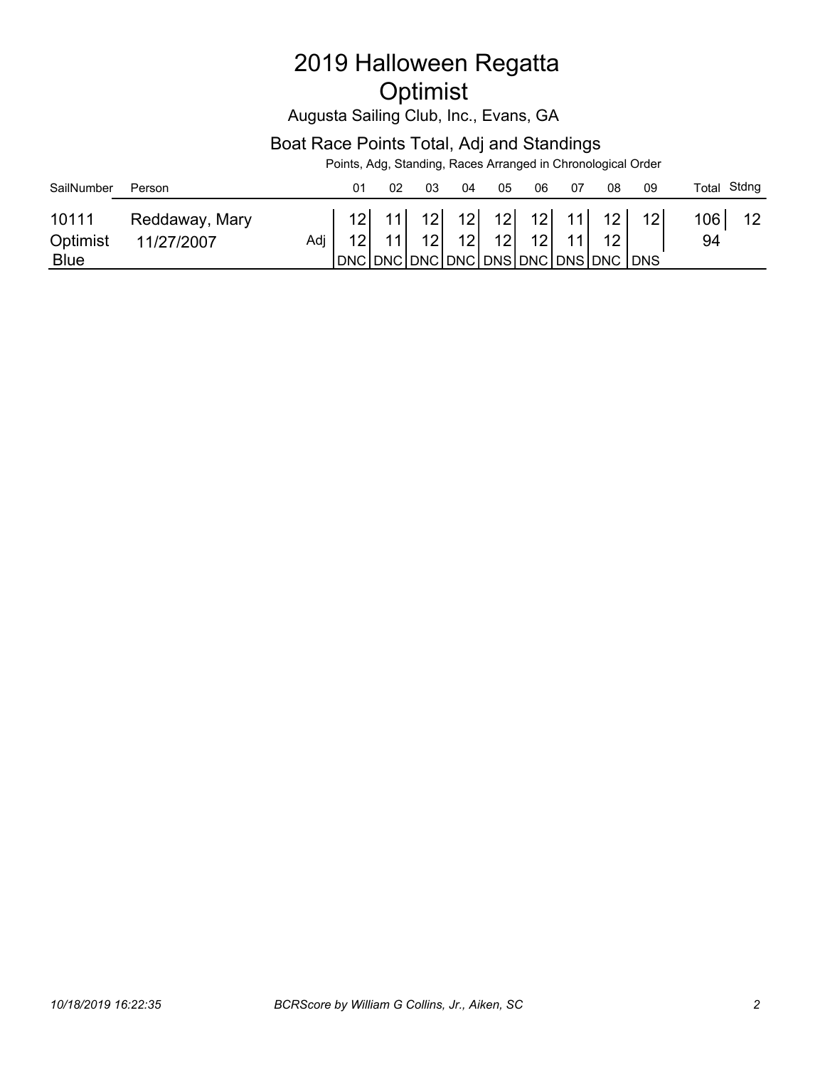# 2019 Halloween Regatta
# Optimist

Augusta Sailing Club, Inc., Evans, GA

## Boat Race Points Total, Adj and Standings

Points, Adg, Standing, Races Arranged in Chronological Order

| SailNumber | Person | | 01 | 02 | 03 | 04 | 05 | 06 | 07 | 08 | 09 | Total | Stdng |
|---|---|---|---|---|---|---|---|---|---|---|---|---|---|
| 10111 | Reddaway, Mary | | 12 | 11 | 12 | 12 | 12 | 12 | 11 | 12 | 12 | 106 | 12 |
| Optimist | 11/27/2007 | Adj | 12 | 11 | 12 | 12 | 12 | 12 | 11 | 12 | | 94 | |
| Blue | | | DNC | DNC | DNC | DNC | DNS | DNC | DNS | DNC | DNS | | |

*10/18/2019 16:22:35* *BCRScore by William G Collins, Jr., Aiken, SC*